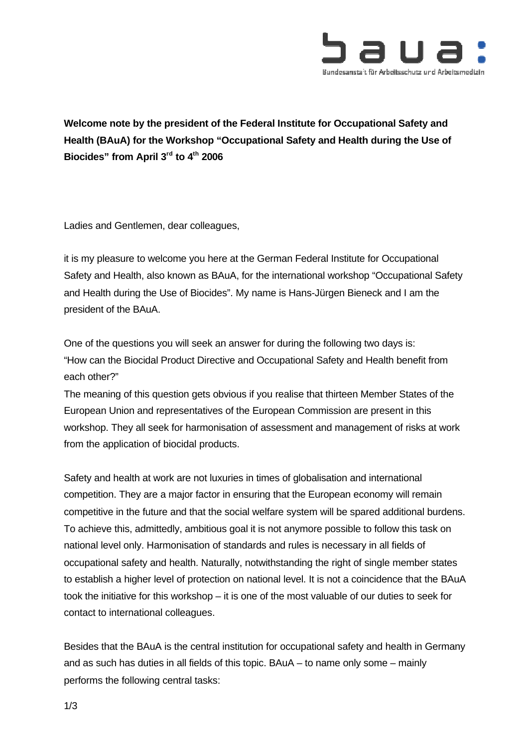**Welcome note by the president of the Federal Institute for Occupational Safety and Health (BAuA) for the Workshop "Occupational Safety and Health during the Use of Biocides" from April 3rd to 4th 2006**

Ladies and Gentlemen, dear colleagues,

it is my pleasure to welcome you here at the German Federal Institute for Occupational Safety and Health, also known as BAuA, for the international workshop "Occupational Safety and Health during the Use of Biocides". My name is Hans-Jürgen Bieneck and I am the president of the BAuA.

One of the questions you will seek an answer for during the following two days is: "How can the Biocidal Product Directive and Occupational Safety and Health benefit from each other?"
The meaning of this question gets obvious if you realise that thirteen Member States of the European Union and representatives of the European Commission are present in this workshop. They all seek for harmonisation of assessment and management of risks at work from the application of biocidal products.

Safety and health at work are not luxuries in times of globalisation and international competition. They are a major factor in ensuring that the European economy will remain competitive in the future and that the social welfare system will be spared additional burdens. To achieve this, admittedly, ambitious goal it is not anymore possible to follow this task on national level only. Harmonisation of standards and rules is necessary in all fields of occupational safety and health. Naturally, notwithstanding the right of single member states to establish a higher level of protection on national level. It is not a coincidence that the BAuA took the initiative for this workshop – it is one of the most valuable of our duties to seek for contact to international colleagues.

Besides that the BAuA is the central institution for occupational safety and health in Germany and as such has duties in all fields of this topic. BAuA – to name only some – mainly performs the following central tasks: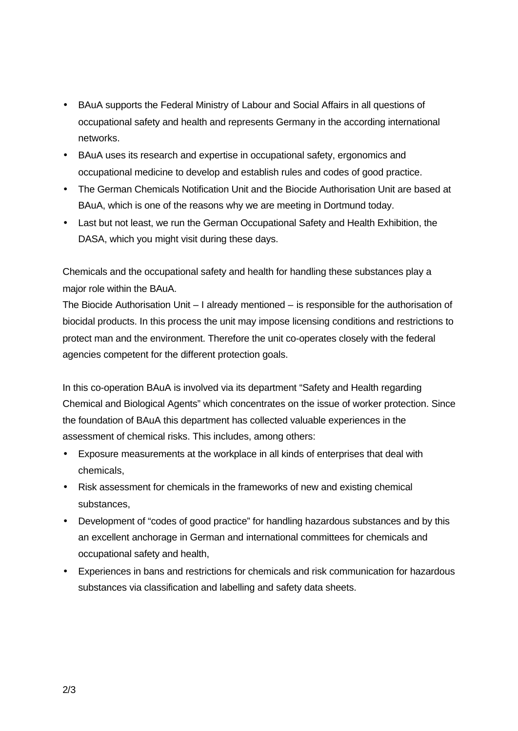- BAuA supports the Federal Ministry of Labour and Social Affairs in all questions of occupational safety and health and represents Germany in the according international networks.
- BAuA uses its research and expertise in occupational safety, ergonomics and occupational medicine to develop and establish rules and codes of good practice.
- The German Chemicals Notification Unit and the Biocide Authorisation Unit are based at BAuA, which is one of the reasons why we are meeting in Dortmund today.
- Last but not least, we run the German Occupational Safety and Health Exhibition, the DASA, which you might visit during these days.

Chemicals and the occupational safety and health for handling these substances play a major role within the BAuA.
The Biocide Authorisation Unit – I already mentioned – is responsible for the authorisation of biocidal products. In this process the unit may impose licensing conditions and restrictions to protect man and the environment. Therefore the unit co-operates closely with the federal agencies competent for the different protection goals.

In this co-operation BAuA is involved via its department "Safety and Health regarding Chemical and Biological Agents" which concentrates on the issue of worker protection. Since the foundation of BAuA this department has collected valuable experiences in the assessment of chemical risks. This includes, among others:

- Exposure measurements at the workplace in all kinds of enterprises that deal with chemicals,
- Risk assessment for chemicals in the frameworks of new and existing chemical substances,
- Development of "codes of good practice" for handling hazardous substances and by this an excellent anchorage in German and international committees for chemicals and occupational safety and health,
- Experiences in bans and restrictions for chemicals and risk communication for hazardous substances via classification and labelling and safety data sheets.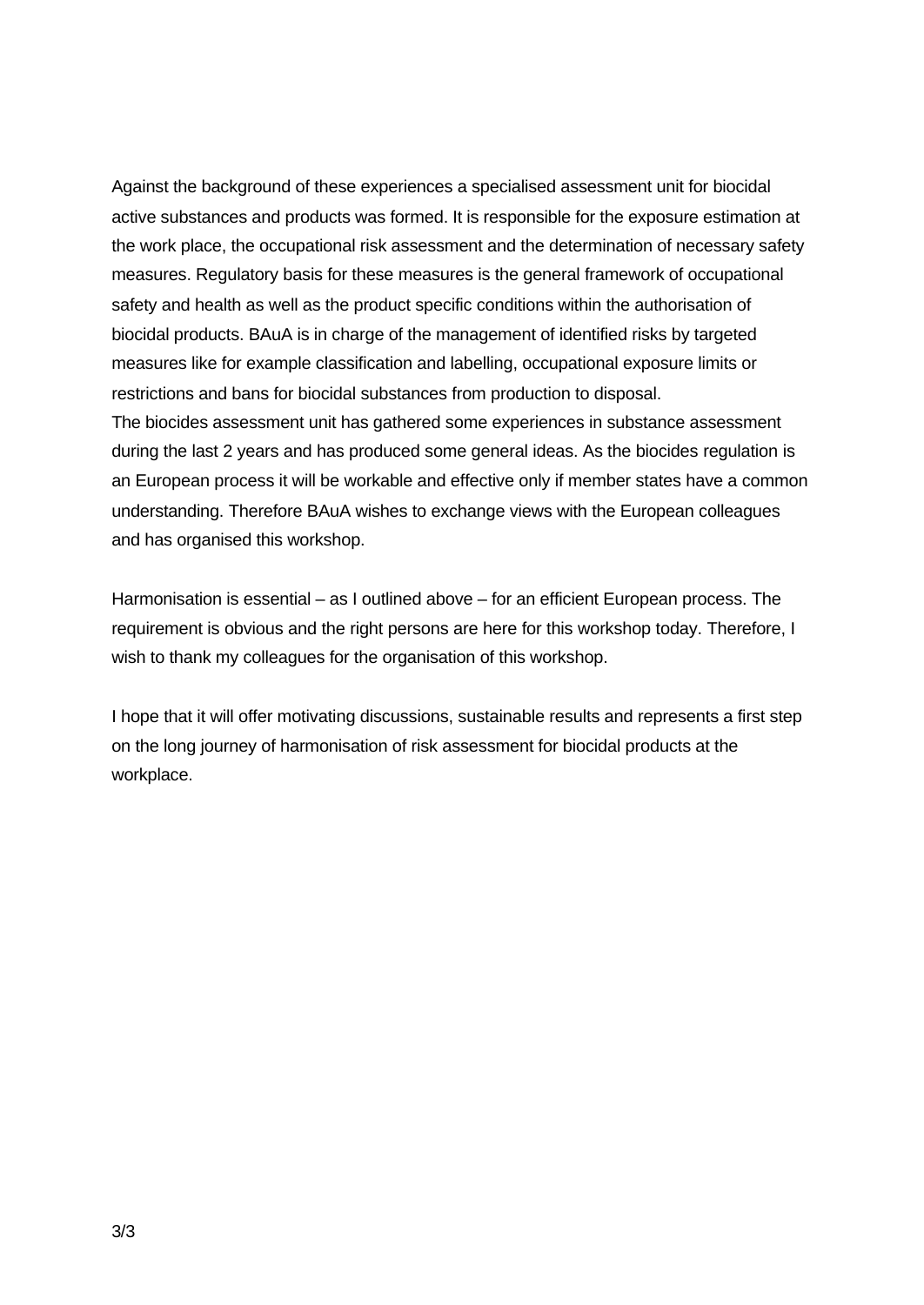Against the background of these experiences a specialised assessment unit for biocidal active substances and products was formed. It is responsible for the exposure estimation at the work place, the occupational risk assessment and the determination of necessary safety measures. Regulatory basis for these measures is the general framework of occupational safety and health as well as the product specific conditions within the authorisation of biocidal products. BAuA is in charge of the management of identified risks by targeted measures like for example classification and labelling, occupational exposure limits or restrictions and bans for biocidal substances from production to disposal.
The biocides assessment unit has gathered some experiences in substance assessment during the last 2 years and has produced some general ideas. As the biocides regulation is an European process it will be workable and effective only if member states have a common understanding. Therefore BAuA wishes to exchange views with the European colleagues and has organised this workshop.

Harmonisation is essential – as I outlined above – for an efficient European process. The requirement is obvious and the right persons are here for this workshop today. Therefore, I wish to thank my colleagues for the organisation of this workshop.

I hope that it will offer motivating discussions, sustainable results and represents a first step on the long journey of harmonisation of risk assessment for biocidal products at the workplace.